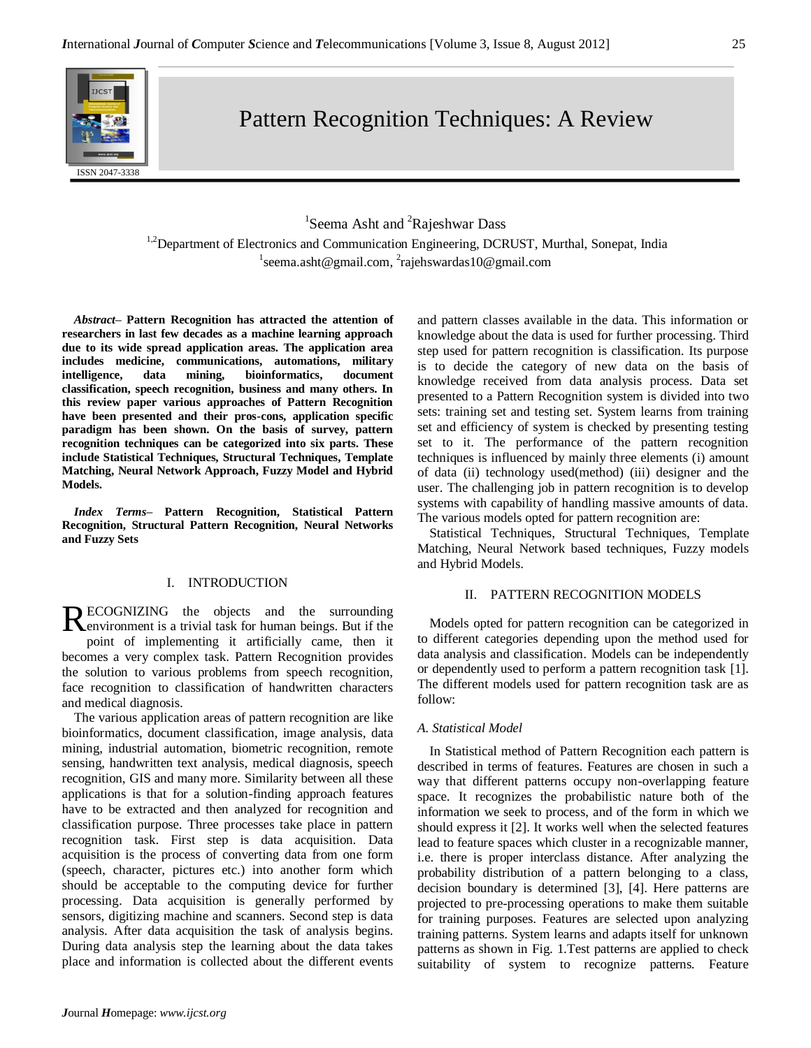# Pattern Recognition Techniques: A Review

[1]Seema Asht and [2]Rajeshwar Dass

[1,2]Department of Electronics and Communication Engineering, DCRUST, Murthal, Sonepat, India

[1]seema.asht@gmail.com, [2]rajehswardas10@gmail.com

***Abstract*– Pattern Recognition has attracted the attention of researchers in last few decades as a machine learning approach due to its wide spread application areas. The application area includes medicine, communications, automations, military intelligence, data mining, bioinformatics, document classification, speech recognition, business and many others. In this review paper various approaches of Pattern Recognition have been presented and their pros-cons, application specific paradigm has been shown. On the basis of survey, pattern recognition techniques can be categorized into six parts. These include Statistical Techniques, Structural Techniques, Template Matching, Neural Network Approach, Fuzzy Model and Hybrid Models.**

***Index Terms*– Pattern Recognition, Statistical Pattern Recognition, Structural Pattern Recognition, Neural Networks and Fuzzy Sets**

## I. INTRODUCTION

RECOGNIZING the objects and the surrounding environment is a trivial task for human beings. But if the point of implementing it artificially came, then it becomes a very complex task. Pattern Recognition provides the solution to various problems from speech recognition, face recognition to classification of handwritten characters and medical diagnosis.

The various application areas of pattern recognition are like bioinformatics, document classification, image analysis, data mining, industrial automation, biometric recognition, remote sensing, handwritten text analysis, medical diagnosis, speech recognition, GIS and many more. Similarity between all these applications is that for a solution-finding approach features have to be extracted and then analyzed for recognition and classification purpose. Three processes take place in pattern recognition task. First step is data acquisition. Data acquisition is the process of converting data from one form (speech, character, pictures etc.) into another form which should be acceptable to the computing device for further processing. Data acquisition is generally performed by sensors, digitizing machine and scanners. Second step is data analysis. After data acquisition the task of analysis begins. During data analysis step the learning about the data takes place and information is collected about the different events and pattern classes available in the data. This information or knowledge about the data is used for further processing. Third step used for pattern recognition is classification. Its purpose is to decide the category of new data on the basis of knowledge received from data analysis process. Data set presented to a Pattern Recognition system is divided into two sets: training set and testing set. System learns from training set and efficiency of system is checked by presenting testing set to it. The performance of the pattern recognition techniques is influenced by mainly three elements (i) amount of data (ii) technology used(method) (iii) designer and the user. The challenging job in pattern recognition is to develop systems with capability of handling massive amounts of data. The various models opted for pattern recognition are:

Statistical Techniques, Structural Techniques, Template Matching, Neural Network based techniques, Fuzzy models and Hybrid Models.

## II. PATTERN RECOGNITION MODELS

Models opted for pattern recognition can be categorized in to different categories depending upon the method used for data analysis and classification. Models can be independently or dependently used to perform a pattern recognition task [1]. The different models used for pattern recognition task are as follow:

### *A. Statistical Model*

In Statistical method of Pattern Recognition each pattern is described in terms of features. Features are chosen in such a way that different patterns occupy non-overlapping feature space. It recognizes the probabilistic nature both of the information we seek to process, and of the form in which we should express it [2]. It works well when the selected features lead to feature spaces which cluster in a recognizable manner, i.e. there is proper interclass distance. After analyzing the probability distribution of a pattern belonging to a class, decision boundary is determined [3], [4]. Here patterns are projected to pre-processing operations to make them suitable for training purposes. Features are selected upon analyzing training patterns. System learns and adapts itself for unknown patterns as shown in Fig. 1.Test patterns are applied to check suitability of system to recognize patterns. Feature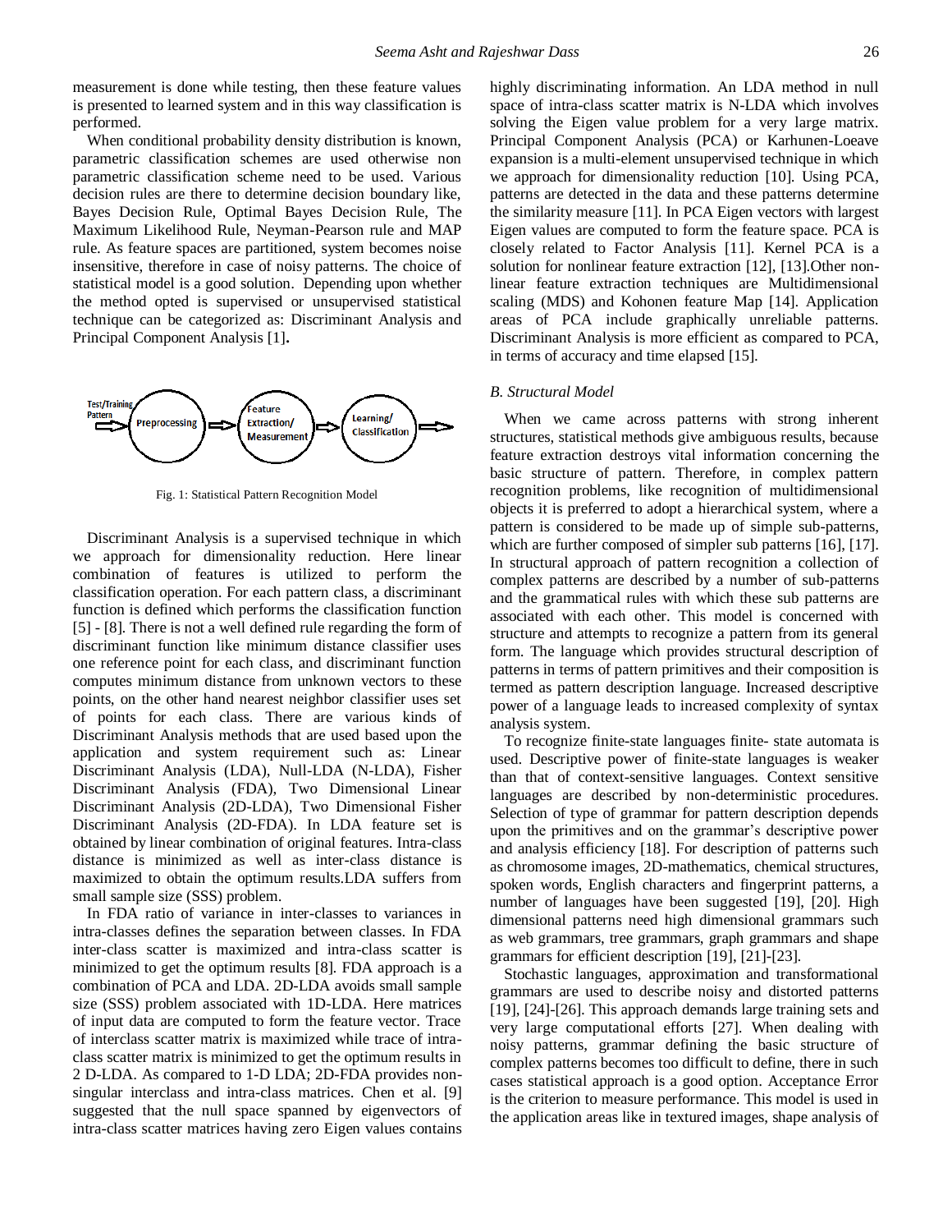measurement is done while testing, then these feature values is presented to learned system and in this way classification is performed.

When conditional probability density distribution is known, parametric classification schemes are used otherwise non parametric classification scheme need to be used. Various decision rules are there to determine decision boundary like, Bayes Decision Rule, Optimal Bayes Decision Rule, The Maximum Likelihood Rule, Neyman-Pearson rule and MAP rule. As feature spaces are partitioned, system becomes noise insensitive, therefore in case of noisy patterns. The choice of statistical model is a good solution. Depending upon whether the method opted is supervised or unsupervised statistical technique can be categorized as: Discriminant Analysis and Principal Component Analysis [1]**.**

Test/Training Pattern ⇒ Preprocessing ⇒ Feature Extraction/ Measurement ⇒ Learning/ Classification ⇒

Fig. 1: Statistical Pattern Recognition Model

Discriminant Analysis is a supervised technique in which we approach for dimensionality reduction. Here linear combination of features is utilized to perform the classification operation. For each pattern class, a discriminant function is defined which performs the classification function [5] - [8]. There is not a well defined rule regarding the form of discriminant function like minimum distance classifier uses one reference point for each class, and discriminant function computes minimum distance from unknown vectors to these points, on the other hand nearest neighbor classifier uses set of points for each class. There are various kinds of Discriminant Analysis methods that are used based upon the application and system requirement such as: Linear Discriminant Analysis (LDA), Null-LDA (N-LDA), Fisher Discriminant Analysis (FDA), Two Dimensional Linear Discriminant Analysis (2D-LDA), Two Dimensional Fisher Discriminant Analysis (2D-FDA). In LDA feature set is obtained by linear combination of original features. Intra-class distance is minimized as well as inter-class distance is maximized to obtain the optimum results.LDA suffers from small sample size (SSS) problem.

In FDA ratio of variance in inter-classes to variances in intra-classes defines the separation between classes. In FDA inter-class scatter is maximized and intra-class scatter is minimized to get the optimum results [8]. FDA approach is a combination of PCA and LDA. 2D-LDA avoids small sample size (SSS) problem associated with 1D-LDA. Here matrices of input data are computed to form the feature vector. Trace of interclass scatter matrix is maximized while trace of intra-class scatter matrix is minimized to get the optimum results in 2 D-LDA. As compared to 1-D LDA; 2D-FDA provides non-singular interclass and intra-class matrices. Chen et al. [9] suggested that the null space spanned by eigenvectors of intra-class scatter matrices having zero Eigen values contains highly discriminating information. An LDA method in null space of intra-class scatter matrix is N-LDA which involves solving the Eigen value problem for a very large matrix. Principal Component Analysis (PCA) or Karhunen-Loeave expansion is a multi-element unsupervised technique in which we approach for dimensionality reduction [10]. Using PCA, patterns are detected in the data and these patterns determine the similarity measure [11]. In PCA Eigen vectors with largest Eigen values are computed to form the feature space. PCA is closely related to Factor Analysis [11]. Kernel PCA is a solution for nonlinear feature extraction [12], [13].Other non-linear feature extraction techniques are Multidimensional scaling (MDS) and Kohonen feature Map [14]. Application areas of PCA include graphically unreliable patterns. Discriminant Analysis is more efficient as compared to PCA, in terms of accuracy and time elapsed [15].

### *B. Structural Model*

When we came across patterns with strong inherent structures, statistical methods give ambiguous results, because feature extraction destroys vital information concerning the basic structure of pattern. Therefore, in complex pattern recognition problems, like recognition of multidimensional objects it is preferred to adopt a hierarchical system, where a pattern is considered to be made up of simple sub-patterns, which are further composed of simpler sub patterns [16], [17]. In structural approach of pattern recognition a collection of complex patterns are described by a number of sub-patterns and the grammatical rules with which these sub patterns are associated with each other. This model is concerned with structure and attempts to recognize a pattern from its general form. The language which provides structural description of patterns in terms of pattern primitives and their composition is termed as pattern description language. Increased descriptive power of a language leads to increased complexity of syntax analysis system.

To recognize finite-state languages finite- state automata is used. Descriptive power of finite-state languages is weaker than that of context-sensitive languages. Context sensitive languages are described by non-deterministic procedures. Selection of type of grammar for pattern description depends upon the primitives and on the grammar's descriptive power and analysis efficiency [18]. For description of patterns such as chromosome images, 2D-mathematics, chemical structures, spoken words, English characters and fingerprint patterns, a number of languages have been suggested [19], [20]. High dimensional patterns need high dimensional grammars such as web grammars, tree grammars, graph grammars and shape grammars for efficient description [19], [21]-[23].

Stochastic languages, approximation and transformational grammars are used to describe noisy and distorted patterns [19], [24]-[26]. This approach demands large training sets and very large computational efforts [27]. When dealing with noisy patterns, grammar defining the basic structure of complex patterns becomes too difficult to define, there in such cases statistical approach is a good option. Acceptance Error is the criterion to measure performance. This model is used in the application areas like in textured images, shape analysis of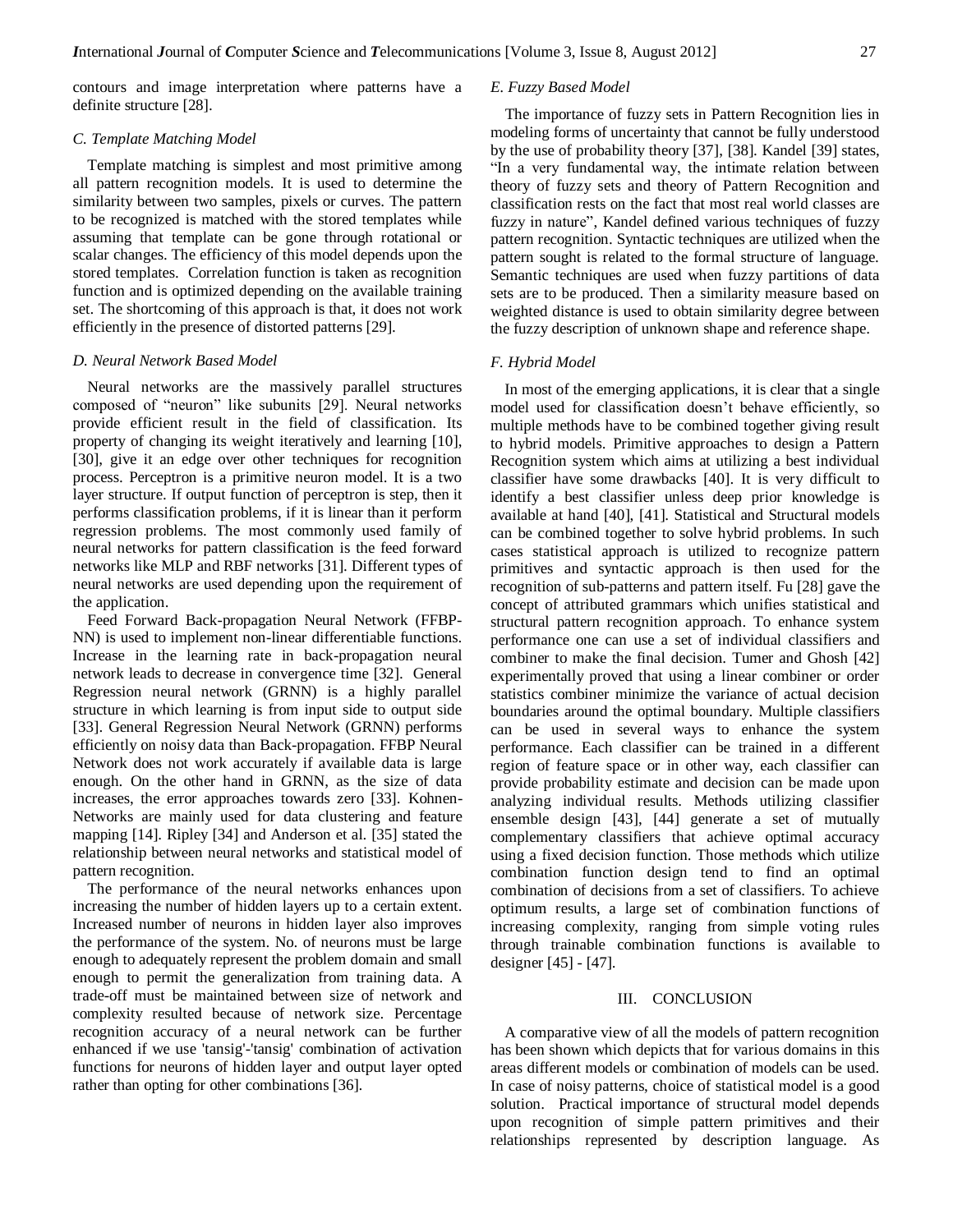contours and image interpretation where patterns have a definite structure [28].

### C. Template Matching Model

Template matching is simplest and most primitive among all pattern recognition models. It is used to determine the similarity between two samples, pixels or curves. The pattern to be recognized is matched with the stored templates while assuming that template can be gone through rotational or scalar changes. The efficiency of this model depends upon the stored templates. Correlation function is taken as recognition function and is optimized depending on the available training set. The shortcoming of this approach is that, it does not work efficiently in the presence of distorted patterns [29].

### D. Neural Network Based Model

Neural networks are the massively parallel structures composed of “neuron” like subunits [29]. Neural networks provide efficient result in the field of classification. Its property of changing its weight iteratively and learning [10], [30], give it an edge over other techniques for recognition process. Perceptron is a primitive neuron model. It is a two layer structure. If output function of perceptron is step, then it performs classification problems, if it is linear than it perform regression problems. The most commonly used family of neural networks for pattern classification is the feed forward networks like MLP and RBF networks [31]. Different types of neural networks are used depending upon the requirement of the application.

Feed Forward Back-propagation Neural Network (FFBP-NN) is used to implement non-linear differentiable functions. Increase in the learning rate in back-propagation neural network leads to decrease in convergence time [32]. General Regression neural network (GRNN) is a highly parallel structure in which learning is from input side to output side [33]. General Regression Neural Network (GRNN) performs efficiently on noisy data than Back-propagation. FFBP Neural Network does not work accurately if available data is large enough. On the other hand in GRNN, as the size of data increases, the error approaches towards zero [33]. Kohnen-Networks are mainly used for data clustering and feature mapping [14]. Ripley [34] and Anderson et al. [35] stated the relationship between neural networks and statistical model of pattern recognition.

The performance of the neural networks enhances upon increasing the number of hidden layers up to a certain extent. Increased number of neurons in hidden layer also improves the performance of the system. No. of neurons must be large enough to adequately represent the problem domain and small enough to permit the generalization from training data. A trade-off must be maintained between size of network and complexity resulted because of network size. Percentage recognition accuracy of a neural network can be further enhanced if we use 'tansig'-'tansig' combination of activation functions for neurons of hidden layer and output layer opted rather than opting for other combinations [36].

### E. Fuzzy Based Model

The importance of fuzzy sets in Pattern Recognition lies in modeling forms of uncertainty that cannot be fully understood by the use of probability theory [37], [38]. Kandel [39] states, “In a very fundamental way, the intimate relation between theory of fuzzy sets and theory of Pattern Recognition and classification rests on the fact that most real world classes are fuzzy in nature”, Kandel defined various techniques of fuzzy pattern recognition. Syntactic techniques are utilized when the pattern sought is related to the formal structure of language. Semantic techniques are used when fuzzy partitions of data sets are to be produced. Then a similarity measure based on weighted distance is used to obtain similarity degree between the fuzzy description of unknown shape and reference shape.

### F. Hybrid Model

In most of the emerging applications, it is clear that a single model used for classification doesn’t behave efficiently, so multiple methods have to be combined together giving result to hybrid models. Primitive approaches to design a Pattern Recognition system which aims at utilizing a best individual classifier have some drawbacks [40]. It is very difficult to identify a best classifier unless deep prior knowledge is available at hand [40], [41]. Statistical and Structural models can be combined together to solve hybrid problems. In such cases statistical approach is utilized to recognize pattern primitives and syntactic approach is then used for the recognition of sub-patterns and pattern itself. Fu [28] gave the concept of attributed grammars which unifies statistical and structural pattern recognition approach. To enhance system performance one can use a set of individual classifiers and combiner to make the final decision. Tumer and Ghosh [42] experimentally proved that using a linear combiner or order statistics combiner minimize the variance of actual decision boundaries around the optimal boundary. Multiple classifiers can be used in several ways to enhance the system performance. Each classifier can be trained in a different region of feature space or in other way, each classifier can provide probability estimate and decision can be made upon analyzing individual results. Methods utilizing classifier ensemble design [43], [44] generate a set of mutually complementary classifiers that achieve optimal accuracy using a fixed decision function. Those methods which utilize combination function design tend to find an optimal combination of decisions from a set of classifiers. To achieve optimum results, a large set of combination functions of increasing complexity, ranging from simple voting rules through trainable combination functions is available to designer [45] - [47].

## III. CONCLUSION

A comparative view of all the models of pattern recognition has been shown which depicts that for various domains in this areas different models or combination of models can be used. In case of noisy patterns, choice of statistical model is a good solution. Practical importance of structural model depends upon recognition of simple pattern primitives and their relationships represented by description language. As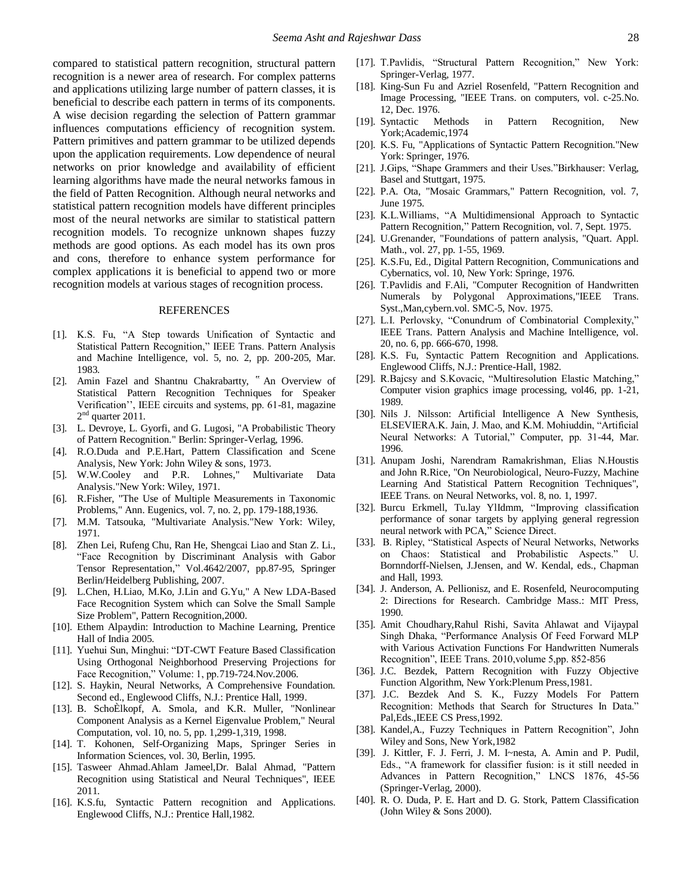compared to statistical pattern recognition, structural pattern recognition is a newer area of research. For complex patterns and applications utilizing large number of pattern classes, it is beneficial to describe each pattern in terms of its components. A wise decision regarding the selection of Pattern grammar influences computations efficiency of recognition system. Pattern primitives and pattern grammar to be utilized depends upon the application requirements. Low dependence of neural networks on prior knowledge and availability of efficient learning algorithms have made the neural networks famous in the field of Patten Recognition. Although neural networks and statistical pattern recognition models have different principles most of the neural networks are similar to statistical pattern recognition models. To recognize unknown shapes fuzzy methods are good options. As each model has its own pros and cons, therefore to enhance system performance for complex applications it is beneficial to append two or more recognition models at various stages of recognition process.

## REFERENCES

[1]. K.S. Fu, "A Step towards Unification of Syntactic and Statistical Pattern Recognition," IEEE Trans. Pattern Analysis and Machine Intelligence, vol. 5, no. 2, pp. 200-205, Mar. 1983.

[2]. Amin Fazel and Shantnu Chakrabartty, " An Overview of Statistical Pattern Recognition Techniques for Speaker Verification'', IEEE circuits and systems, pp. 61-81, magazine 2nd quarter 2011.

[3]. L. Devroye, L. Gyorfi, and G. Lugosi, "A Probabilistic Theory of Pattern Recognition." Berlin: Springer-Verlag, 1996.

[4]. R.O.Duda and P.E.Hart, Pattern Classification and Scene Analysis, New York: John Wiley & sons, 1973.

[5]. W.W.Cooley and P.R. Lohnes," Multivariate Data Analysis."New York: Wiley, 1971.

[6]. R.Fisher, "The Use of Multiple Measurements in Taxonomic Problems," Ann. Eugenics, vol. 7, no. 2, pp. 179-188,1936.

[7]. M.M. Tatsouka, "Multivariate Analysis."New York: Wiley, 1971.

[8]. Zhen Lei, Rufeng Chu, Ran He, Shengcai Liao and Stan Z. Li., "Face Recognition by Discriminant Analysis with Gabor Tensor Representation," Vol.4642/2007, pp.87-95, Springer Berlin/Heidelberg Publishing, 2007.

[9]. L.Chen, H.Liao, M.Ko, J.Lin and G.Yu," A New LDA-Based Face Recognition System which can Solve the Small Sample Size Problem", Pattern Recognition,2000.

[10]. Ethem Alpaydin: Introduction to Machine Learning, Prentice Hall of India 2005.

[11]. Yuehui Sun, Minghui: "DT-CWT Feature Based Classification Using Orthogonal Neighborhood Preserving Projections for Face Recognition," Volume: 1, pp.719-724.Nov.2006.

[12]. S. Haykin, Neural Networks, A Comprehensive Foundation. Second ed., Englewood Cliffs, N.J.: Prentice Hall, 1999.

[13]. B. SchoÈlkopf, A. Smola, and K.R. Muller, "Nonlinear Component Analysis as a Kernel Eigenvalue Problem," Neural Computation, vol. 10, no. 5, pp. 1,299-1,319, 1998.

[14]. T. Kohonen, Self-Organizing Maps, Springer Series in Information Sciences, vol. 30, Berlin, 1995.

[15]. Tasweer Ahmad.Ahlam Jameel,Dr. Balal Ahmad, "Pattern Recognition using Statistical and Neural Techniques", IEEE 2011.

[16]. K.S.fu, Syntactic Pattern recognition and Applications. Englewood Cliffs, N.J.: Prentice Hall,1982.

[17]. T.Pavlidis, "Structural Pattern Recognition," New York: Springer-Verlag, 1977.

[18]. King-Sun Fu and Azriel Rosenfeld, "Pattern Recognition and Image Processing, "IEEE Trans. on computers, vol. c-25.No. 12, Dec. 1976.

[19]. Syntactic Methods in Pattern Recognition, New York;Academic,1974

[20]. K.S. Fu, "Applications of Syntactic Pattern Recognition."New York: Springer, 1976.

[21]. J.Gips, "Shape Grammers and their Uses."Birkhauser: Verlag, Basel and Stuttgart, 1975.

[22]. P.A. Ota, "Mosaic Grammars," Pattern Recognition, vol. 7, June 1975.

[23]. K.L.Williams, "A Multidimensional Approach to Syntactic Pattern Recognition," Pattern Recognition, vol. 7, Sept. 1975.

[24]. U.Grenander, "Foundations of pattern analysis, "Quart. Appl. Math., vol. 27, pp. 1-55, 1969.

[25]. K.S.Fu, Ed., Digital Pattern Recognition, Communications and Cybernatics, vol. 10, New York: Springe, 1976.

[26]. T.Pavlidis and F.Ali, "Computer Recognition of Handwritten Numerals by Polygonal Approximations,"IEEE Trans. Syst.,Man,cybern.vol. SMC-5, Nov. 1975.

[27]. L.I. Perlovsky, "Conundrum of Combinatorial Complexity," IEEE Trans. Pattern Analysis and Machine Intelligence, vol. 20, no. 6, pp. 666-670, 1998.

[28]. K.S. Fu, Syntactic Pattern Recognition and Applications. Englewood Cliffs, N.J.: Prentice-Hall, 1982.

[29]. R.Bajcsy and S.Kovacic, "Multiresolution Elastic Matching," Computer vision graphics image processing, vol46, pp. 1-21, 1989.

[30]. Nils J. Nilsson: Artificial Intelligence A New Synthesis, ELSEVIERA.K. Jain, J. Mao, and K.M. Mohiuddin, "Artificial Neural Networks: A Tutorial," Computer, pp. 31-44, Mar. 1996.

[31]. Anupam Joshi, Narendram Ramakrishman, Elias N.Houstis and John R.Rice, "On Neurobiological, Neuro-Fuzzy, Machine Learning And Statistical Pattern Recognition Techniques", IEEE Trans. on Neural Networks, vol. 8, no. 1, 1997.

[32]. Burcu Erkmell, Tu.lay YlIdmm, "Improving classification performance of sonar targets by applying general regression neural network with PCA," Science Direct.

[33]. B. Ripley, "Statistical Aspects of Neural Networks, Networks on Chaos: Statistical and Probabilistic Aspects." U. Bornndorff-Nielsen, J.Jensen, and W. Kendal, eds., Chapman and Hall, 1993.

[34]. J. Anderson, A. Pellionisz, and E. Rosenfeld, Neurocomputing 2: Directions for Research. Cambridge Mass.: MIT Press, 1990.

[35]. Amit Choudhary,Rahul Rishi, Savita Ahlawat and Vijaypal Singh Dhaka, "Performance Analysis Of Feed Forward MLP with Various Activation Functions For Handwritten Numerals Recognition", IEEE Trans. 2010,volume 5,pp. 852-856

[36]. J.C. Bezdek, Pattern Recognition with Fuzzy Objective Function Algorithm, New York:Plenum Press,1981.

[37]. J.C. Bezdek And S. K., Fuzzy Models For Pattern Recognition: Methods that Search for Structures In Data." Pal,Eds.,IEEE CS Press,1992.

[38]. Kandel,A., Fuzzy Techniques in Pattern Recognition", John Wiley and Sons, New York,1982

[39]. J. Kittler, F. J. Ferri, J. M. I~nesta, A. Amin and P. Pudil, Eds., "A framework for classifier fusion: is it still needed in Advances in Pattern Recognition," LNCS 1876, 45-56 (Springer-Verlag, 2000).

[40]. R. O. Duda, P. E. Hart and D. G. Stork, Pattern Classification (John Wiley & Sons 2000).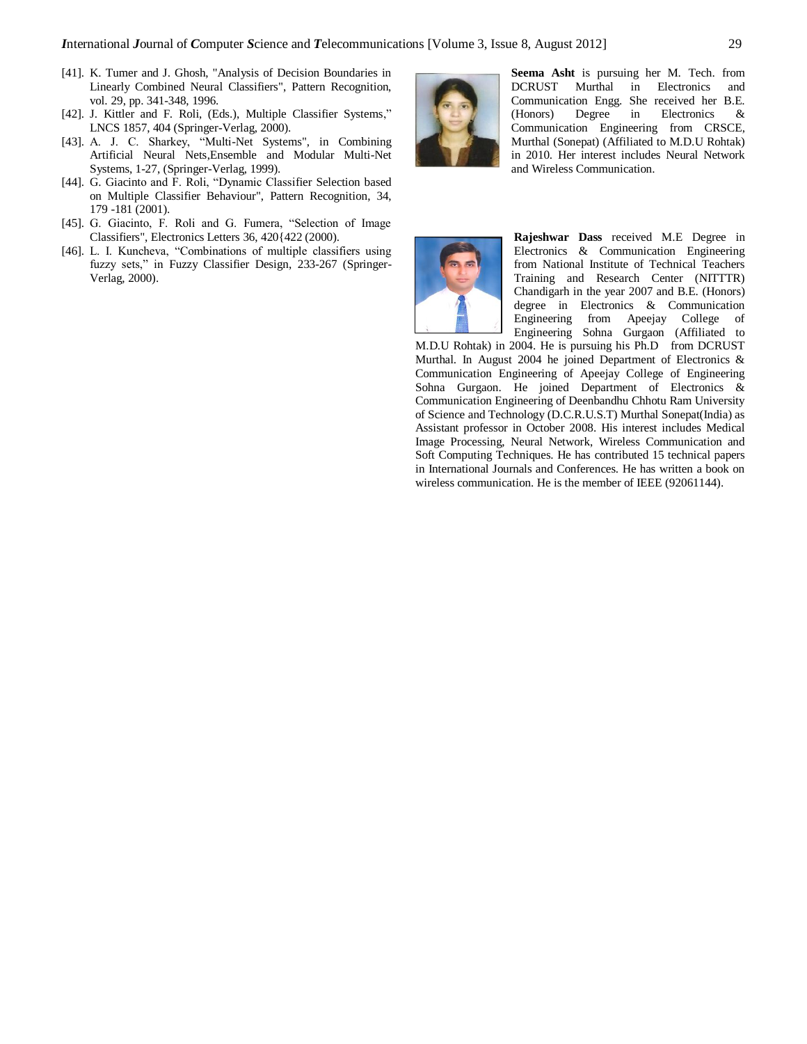[41]. K. Tumer and J. Ghosh, "Analysis of Decision Boundaries in Linearly Combined Neural Classifiers", Pattern Recognition, vol. 29, pp. 341-348, 1996.

[42]. J. Kittler and F. Roli, (Eds.), Multiple Classifier Systems," LNCS 1857, 404 (Springer-Verlag, 2000).

[43]. A. J. C. Sharkey, "Multi-Net Systems", in Combining Artificial Neural Nets,Ensemble and Modular Multi-Net Systems, 1-27, (Springer-Verlag, 1999).

[44]. G. Giacinto and F. Roli, "Dynamic Classifier Selection based on Multiple Classifier Behaviour", Pattern Recognition, 34, 179 -181 (2001).

[45]. G. Giacinto, F. Roli and G. Fumera, "Selection of Image Classifiers", Electronics Letters 36, 420{422 (2000).

[46]. L. I. Kuncheva, "Combinations of multiple classifiers using fuzzy sets," in Fuzzy Classifier Design, 233-267 (Springer-Verlag, 2000).

**Seema Asht** is pursuing her M. Tech. from DCRUST Murthal in Electronics and Communication Engg. She received her B.E. (Honors) Degree in Electronics & Communication Engineering from CRSCE, Murthal (Sonepat) (Affiliated to M.D.U Rohtak) in 2010. Her interest includes Neural Network and Wireless Communication.

**Rajeshwar Dass** received M.E Degree in Electronics & Communication Engineering from National Institute of Technical Teachers Training and Research Center (NITTTR) Chandigarh in the year 2007 and B.E. (Honors) degree in Electronics & Communication Engineering from Apeejay College of Engineering Sohna Gurgaon (Affiliated to M.D.U Rohtak) in 2004. He is pursuing his Ph.D from DCRUST Murthal. In August 2004 he joined Department of Electronics & Communication Engineering of Apeejay College of Engineering Sohna Gurgaon. He joined Department of Electronics & Communication Engineering of Deenbandhu Chhotu Ram University of Science and Technology (D.C.R.U.S.T) Murthal Sonepat(India) as Assistant professor in October 2008. His interest includes Medical Image Processing, Neural Network, Wireless Communication and Soft Computing Techniques. He has contributed 15 technical papers in International Journals and Conferences. He has written a book on wireless communication. He is the member of IEEE (92061144).